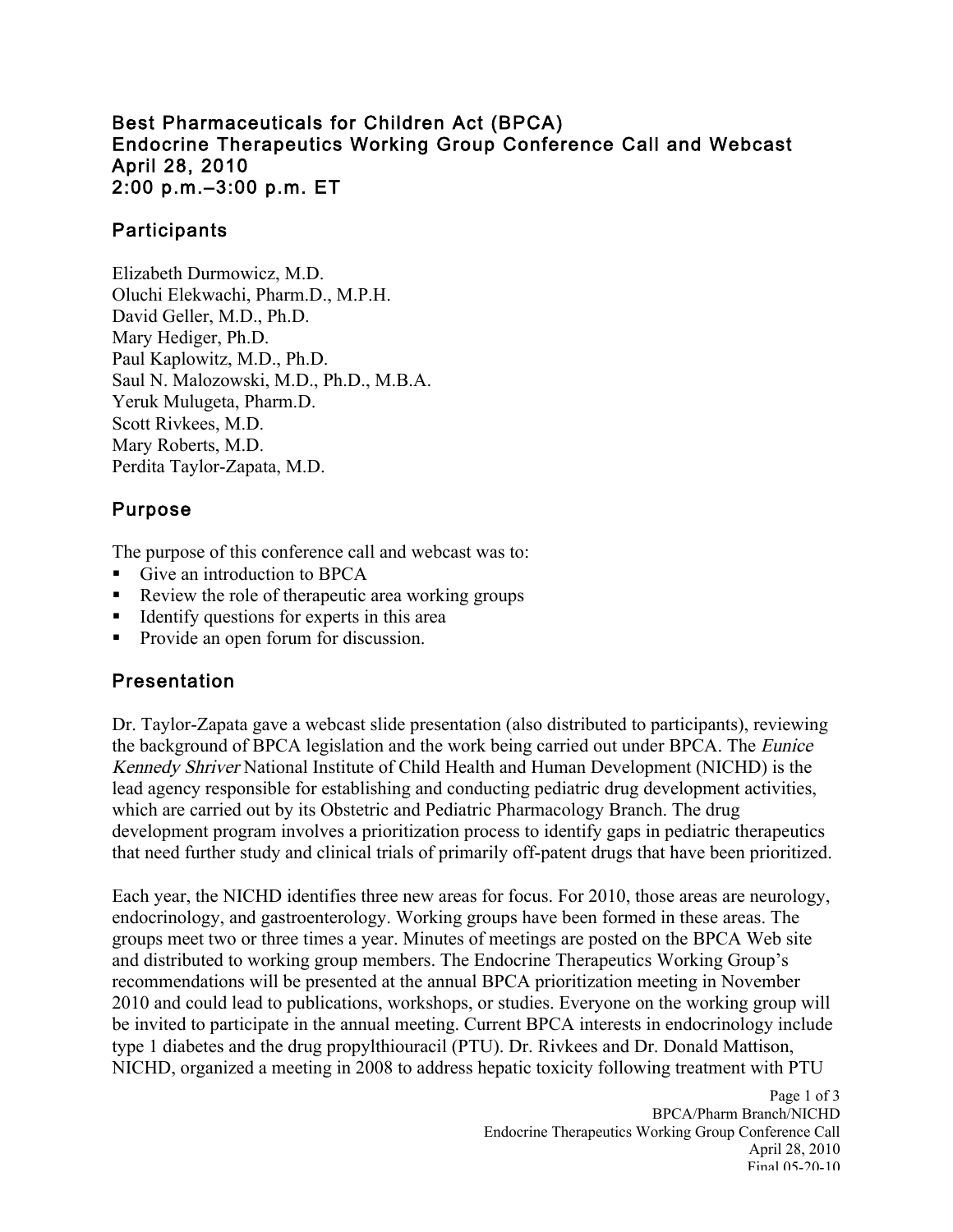# Best Pharmaceuticals for Children Act (BPCA)
# Endocrine Therapeutics Working Group Conference Call and Webcast
# April 28, 2010
# 2:00 p.m.–3:00 p.m. ET

## Participants

Elizabeth Durmowicz, M.D.
Oluchi Elekwachi, Pharm.D., M.P.H.
David Geller, M.D., Ph.D.
Mary Hediger, Ph.D.
Paul Kaplowitz, M.D., Ph.D.
Saul N. Malozowski, M.D., Ph.D., M.B.A.
Yeruk Mulugeta, Pharm.D.
Scott Rivkees, M.D.
Mary Roberts, M.D.
Perdita Taylor-Zapata, M.D.

## Purpose

The purpose of this conference call and webcast was to:

- Give an introduction to BPCA
- Review the role of therapeutic area working groups
- Identify questions for experts in this area
- Provide an open forum for discussion.

## Presentation

Dr. Taylor-Zapata gave a webcast slide presentation (also distributed to participants), reviewing the background of BPCA legislation and the work being carried out under BPCA. The *Eunice Kennedy Shriver* National Institute of Child Health and Human Development (NICHD) is the lead agency responsible for establishing and conducting pediatric drug development activities, which are carried out by its Obstetric and Pediatric Pharmacology Branch. The drug development program involves a prioritization process to identify gaps in pediatric therapeutics that need further study and clinical trials of primarily off-patent drugs that have been prioritized.

Each year, the NICHD identifies three new areas for focus. For 2010, those areas are neurology, endocrinology, and gastroenterology. Working groups have been formed in these areas. The groups meet two or three times a year. Minutes of meetings are posted on the BPCA Web site and distributed to working group members. The Endocrine Therapeutics Working Group's recommendations will be presented at the annual BPCA prioritization meeting in November 2010 and could lead to publications, workshops, or studies. Everyone on the working group will be invited to participate in the annual meeting. Current BPCA interests in endocrinology include type 1 diabetes and the drug propylthiouracil (PTU). Dr. Rivkees and Dr. Donald Mattison, NICHD, organized a meeting in 2008 to address hepatic toxicity following treatment with PTU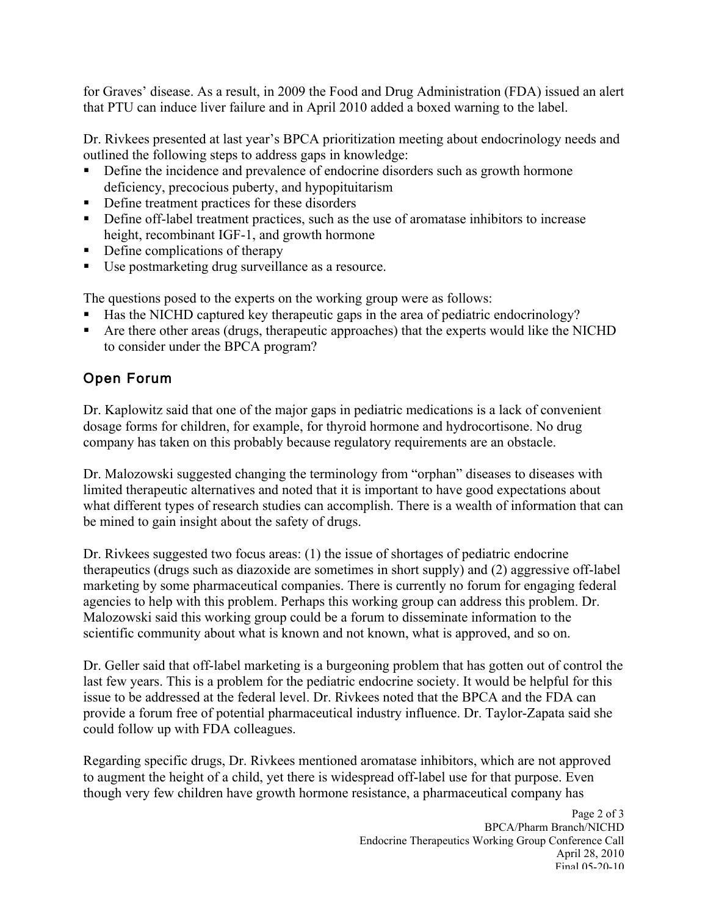for Graves' disease. As a result, in 2009 the Food and Drug Administration (FDA) issued an alert that PTU can induce liver failure and in April 2010 added a boxed warning to the label.

Dr. Rivkees presented at last year's BPCA prioritization meeting about endocrinology needs and outlined the following steps to address gaps in knowledge:

- Define the incidence and prevalence of endocrine disorders such as growth hormone deficiency, precocious puberty, and hypopituitarism
- Define treatment practices for these disorders
- Define off-label treatment practices, such as the use of aromatase inhibitors to increase height, recombinant IGF-1, and growth hormone
- Define complications of therapy
- Use postmarketing drug surveillance as a resource.

The questions posed to the experts on the working group were as follows:

- Has the NICHD captured key therapeutic gaps in the area of pediatric endocrinology?
- Are there other areas (drugs, therapeutic approaches) that the experts would like the NICHD to consider under the BPCA program?

## Open Forum

Dr. Kaplowitz said that one of the major gaps in pediatric medications is a lack of convenient dosage forms for children, for example, for thyroid hormone and hydrocortisone. No drug company has taken on this probably because regulatory requirements are an obstacle.

Dr. Malozowski suggested changing the terminology from "orphan" diseases to diseases with limited therapeutic alternatives and noted that it is important to have good expectations about what different types of research studies can accomplish. There is a wealth of information that can be mined to gain insight about the safety of drugs.

Dr. Rivkees suggested two focus areas: (1) the issue of shortages of pediatric endocrine therapeutics (drugs such as diazoxide are sometimes in short supply) and (2) aggressive off-label marketing by some pharmaceutical companies. There is currently no forum for engaging federal agencies to help with this problem. Perhaps this working group can address this problem. Dr. Malozowski said this working group could be a forum to disseminate information to the scientific community about what is known and not known, what is approved, and so on.

Dr. Geller said that off-label marketing is a burgeoning problem that has gotten out of control the last few years. This is a problem for the pediatric endocrine society. It would be helpful for this issue to be addressed at the federal level. Dr. Rivkees noted that the BPCA and the FDA can provide a forum free of potential pharmaceutical industry influence. Dr. Taylor-Zapata said she could follow up with FDA colleagues.

Regarding specific drugs, Dr. Rivkees mentioned aromatase inhibitors, which are not approved to augment the height of a child, yet there is widespread off-label use for that purpose. Even though very few children have growth hormone resistance, a pharmaceutical company has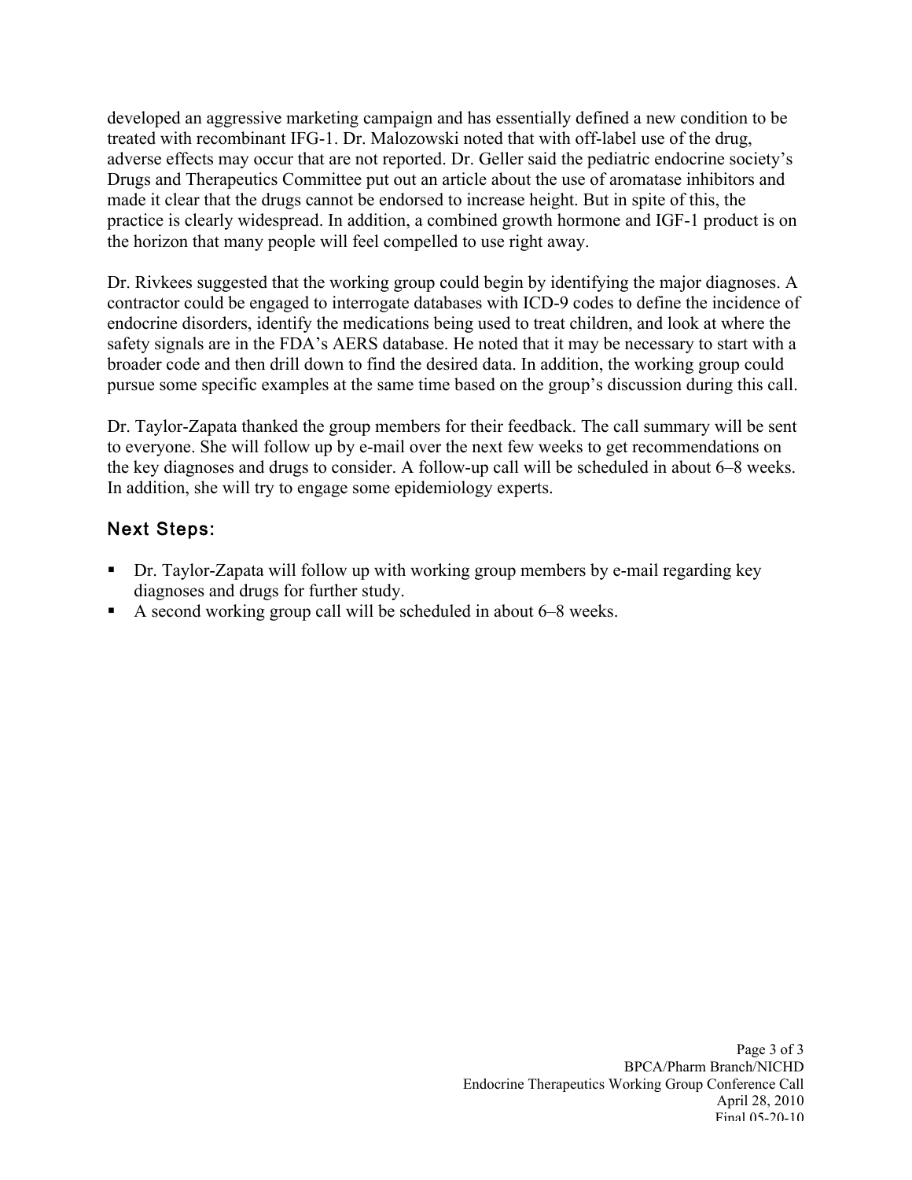developed an aggressive marketing campaign and has essentially defined a new condition to be treated with recombinant IFG-1. Dr. Malozowski noted that with off-label use of the drug, adverse effects may occur that are not reported. Dr. Geller said the pediatric endocrine society's Drugs and Therapeutics Committee put out an article about the use of aromatase inhibitors and made it clear that the drugs cannot be endorsed to increase height. But in spite of this, the practice is clearly widespread. In addition, a combined growth hormone and IGF-1 product is on the horizon that many people will feel compelled to use right away.

Dr. Rivkees suggested that the working group could begin by identifying the major diagnoses. A contractor could be engaged to interrogate databases with ICD-9 codes to define the incidence of endocrine disorders, identify the medications being used to treat children, and look at where the safety signals are in the FDA's AERS database. He noted that it may be necessary to start with a broader code and then drill down to find the desired data. In addition, the working group could pursue some specific examples at the same time based on the group's discussion during this call.

Dr. Taylor-Zapata thanked the group members for their feedback. The call summary will be sent to everyone. She will follow up by e-mail over the next few weeks to get recommendations on the key diagnoses and drugs to consider. A follow-up call will be scheduled in about 6–8 weeks. In addition, she will try to engage some epidemiology experts.

## Next Steps:

- Dr. Taylor-Zapata will follow up with working group members by e-mail regarding key diagnoses and drugs for further study.
- A second working group call will be scheduled in about 6–8 weeks.